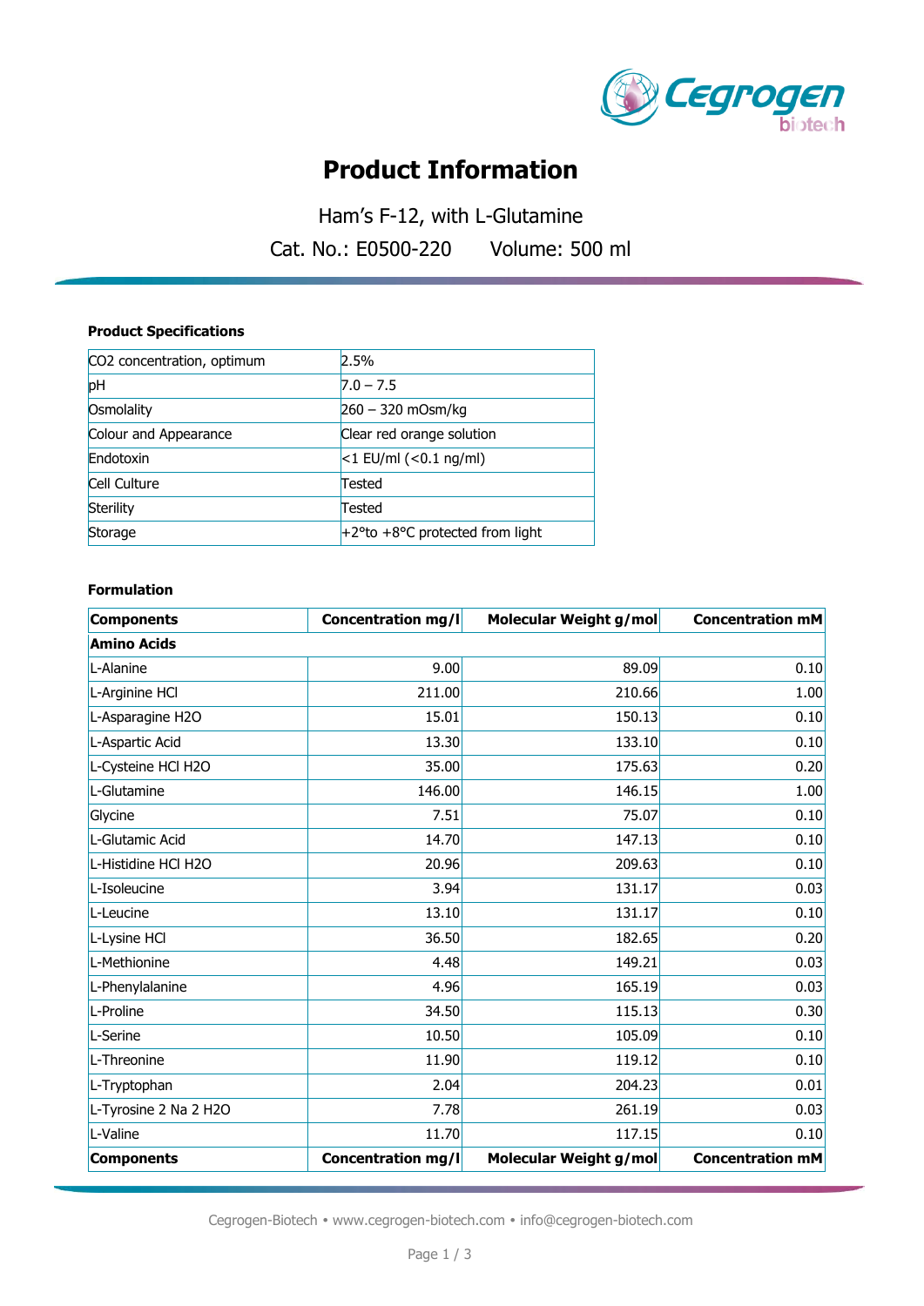# Product Information

Ham's F-12, with L-Glutamine

Cat. No.: E0500-220 Volume: 500 ml

### Product Specifications

| | |
|---|---|
| $CO_2$ concentration, optimum | 2.5% |
| pH | 7.0 – 7.5 |
| Osmolality | 260 – 320 mOsm/kg |
| Colour and Appearance | Clear red orange solution |
| Endotoxin | <1 EU/ml (<0.1 ng/ml) |
| Cell Culture | Tested |
| Sterility | Tested |
| Storage | +2°to +8°C protected from light |

### Formulation

| Components | Concentration mg/l | Molecular Weight g/mol | Concentration mM |
|---|---|---|---|
| **Amino Acids** | | | |
| L-Alanine | 9.00 | 89.09 | 0.10 |
| L-Arginine HCl | 211.00 | 210.66 | 1.00 |
| L-Asparagine H2O | 15.01 | 150.13 | 0.10 |
| L-Aspartic Acid | 13.30 | 133.10 | 0.10 |
| L-Cysteine HCl H2O | 35.00 | 175.63 | 0.20 |
| L-Glutamine | 146.00 | 146.15 | 1.00 |
| Glycine | 7.51 | 75.07 | 0.10 |
| L-Glutamic Acid | 14.70 | 147.13 | 0.10 |
| L-Histidine HCl H2O | 20.96 | 209.63 | 0.10 |
| L-Isoleucine | 3.94 | 131.17 | 0.03 |
| L-Leucine | 13.10 | 131.17 | 0.10 |
| L-Lysine HCl | 36.50 | 182.65 | 0.20 |
| L-Methionine | 4.48 | 149.21 | 0.03 |
| L-Phenylalanine | 4.96 | 165.19 | 0.03 |
| L-Proline | 34.50 | 115.13 | 0.30 |
| L-Serine | 10.50 | 105.09 | 0.10 |
| L-Threonine | 11.90 | 119.12 | 0.10 |
| L-Tryptophan | 2.04 | 204.23 | 0.01 |
| L-Tyrosine 2 Na 2 H2O | 7.78 | 261.19 | 0.03 |
| L-Valine | 11.70 | 117.15 | 0.10 |
| **Components** | **Concentration mg/l** | **Molecular Weight g/mol** | **Concentration mM** |

Cegrogen-Biotech • www.cegrogen-biotech.com • info@cegrogen-biotech.com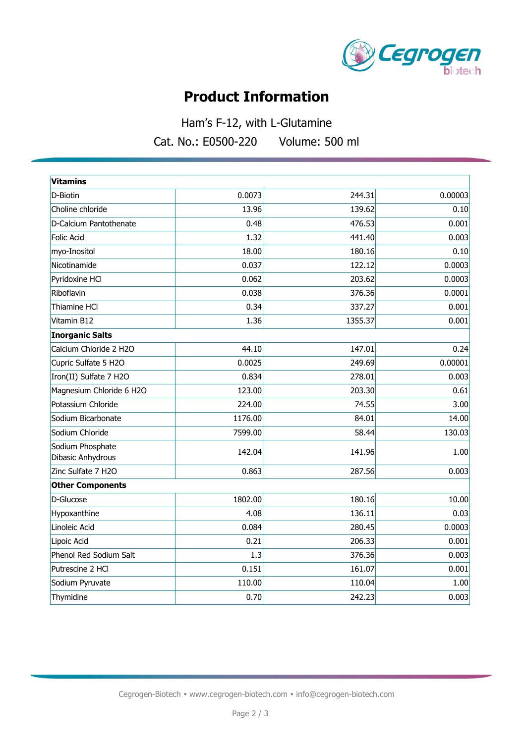# Product Information

Ham's F-12, with L-Glutamine

Cat. No.: E0500-220 Volume: 500 ml

| **Vitamins** | | | |
|---|---|---|---|
| D-Biotin | 0.0073 | 244.31 | 0.00003 |
| Choline chloride | 13.96 | 139.62 | 0.10 |
| D-Calcium Pantothenate | 0.48 | 476.53 | 0.001 |
| Folic Acid | 1.32 | 441.40 | 0.003 |
| myo-Inositol | 18.00 | 180.16 | 0.10 |
| Nicotinamide | 0.037 | 122.12 | 0.0003 |
| Pyridoxine HCl | 0.062 | 203.62 | 0.0003 |
| Riboflavin | 0.038 | 376.36 | 0.0001 |
| Thiamine HCl | 0.34 | 337.27 | 0.001 |
| Vitamin B12 | 1.36 | 1355.37 | 0.001 |
| **Inorganic Salts** | | | |
| Calcium Chloride 2 H2O | 44.10 | 147.01 | 0.24 |
| Cupric Sulfate 5 H2O | 0.0025 | 249.69 | 0.00001 |
| Iron(II) Sulfate 7 H2O | 0.834 | 278.01 | 0.003 |
| Magnesium Chloride 6 H2O | 123.00 | 203.30 | 0.61 |
| Potassium Chloride | 224.00 | 74.55 | 3.00 |
| Sodium Bicarbonate | 1176.00 | 84.01 | 14.00 |
| Sodium Chloride | 7599.00 | 58.44 | 130.03 |
| Sodium Phosphate Dibasic Anhydrous | 142.04 | 141.96 | 1.00 |
| Zinc Sulfate 7 H2O | 0.863 | 287.56 | 0.003 |
| **Other Components** | | | |
| D-Glucose | 1802.00 | 180.16 | 10.00 |
| Hypoxanthine | 4.08 | 136.11 | 0.03 |
| Linoleic Acid | 0.084 | 280.45 | 0.0003 |
| Lipoic Acid | 0.21 | 206.33 | 0.001 |
| Phenol Red Sodium Salt | 1.3 | 376.36 | 0.003 |
| Putrescine 2 HCl | 0.151 | 161.07 | 0.001 |
| Sodium Pyruvate | 110.00 | 110.04 | 1.00 |
| Thymidine | 0.70 | 242.23 | 0.003 |

Cegrogen-Biotech • www.cegrogen-biotech.com • info@cegrogen-biotech.com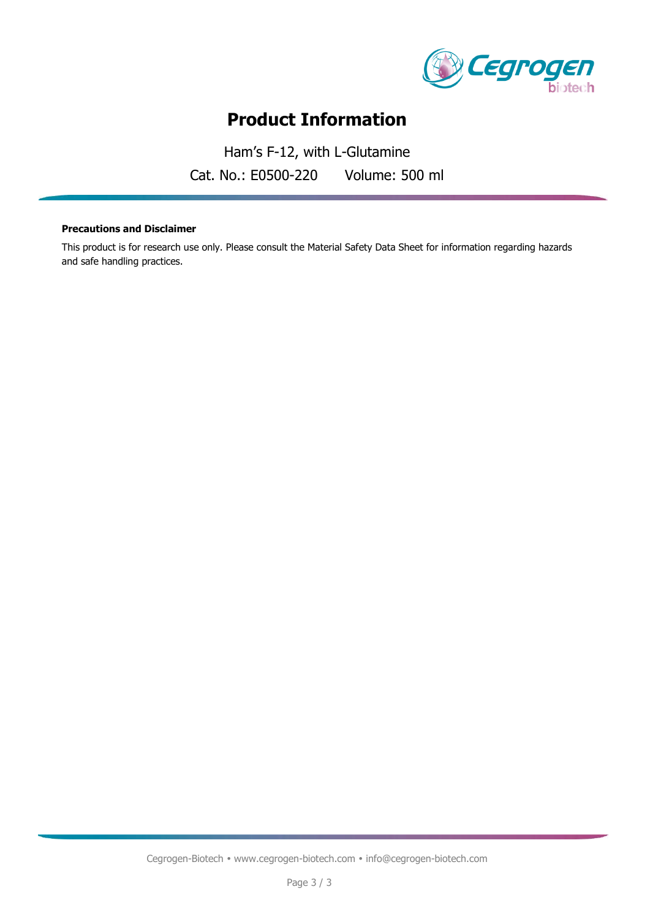# Product Information

Ham's F-12, with L-Glutamine

Cat. No.: E0500-220 Volume: 500 ml

**Precautions and Disclaimer**

This product is for research use only. Please consult the Material Safety Data Sheet for information regarding hazards and safe handling practices.